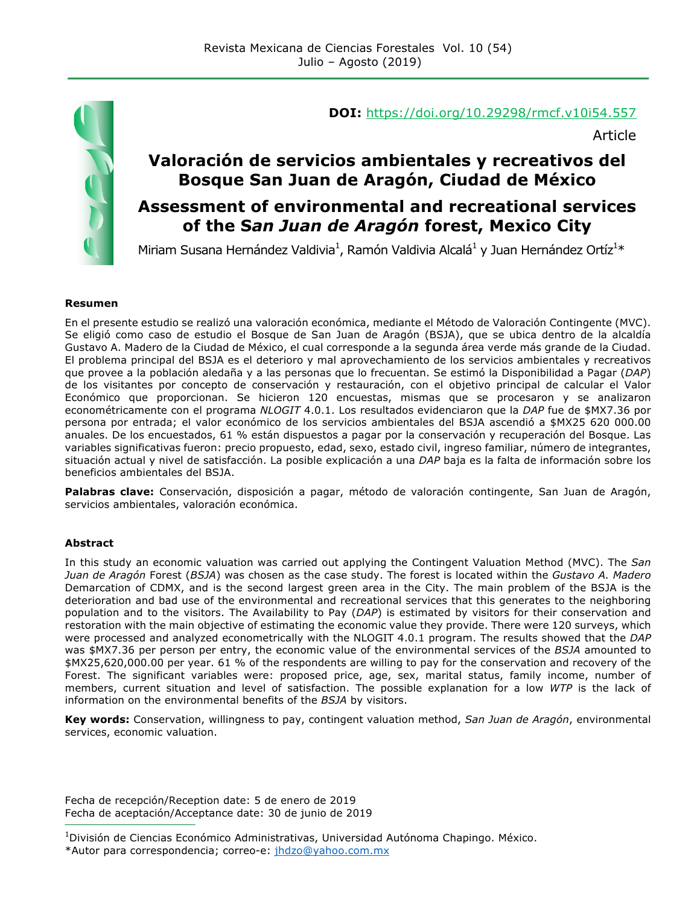**DOI:** https://doi.org/10.29298/rmcf.v10i54.557

Article

# Valoración de servicios ambientales y recreativos del Bosque San Juan de Aragón, Ciudad de México

# Assessment of environmental and recreational services of the *San Juan de Aragón* forest, Mexico City

Miriam Susana Hernández Valdivia[1], Ramón Valdivia Alcalá[1] y Juan Hernández Ortíz[1]*

## Resumen

En el presente estudio se realizó una valoración económica, mediante el Método de Valoración Contingente (MVC). Se eligió como caso de estudio el Bosque de San Juan de Aragón (BSJA), que se ubica dentro de la alcaldía Gustavo A. Madero de la Ciudad de México, el cual corresponde a la segunda área verde más grande de la Ciudad. El problema principal del BSJA es el deterioro y mal aprovechamiento de los servicios ambientales y recreativos que provee a la población aledaña y a las personas que lo frecuentan. Se estimó la Disponibilidad a Pagar (*DAP*) de los visitantes por concepto de conservación y restauración, con el objetivo principal de calcular el Valor Económico que proporcionan. Se hicieron 120 encuestas, mismas que se procesaron y se analizaron econométricamente con el programa *NLOGIT* 4.0.1. Los resultados evidenciaron que la *DAP* fue de $MX7.36 por persona por entrada; el valor económico de los servicios ambientales del BSJA ascendió a $MX25 620 000.00 anuales. De los encuestados, 61 % están dispuestos a pagar por la conservación y recuperación del Bosque. Las variables significativas fueron: precio propuesto, edad, sexo, estado civil, ingreso familiar, número de integrantes, situación actual y nivel de satisfacción. La posible explicación a una *DAP* baja es la falta de información sobre los beneficios ambientales del BSJA.

**Palabras clave:** Conservación, disposición a pagar, método de valoración contingente, San Juan de Aragón, servicios ambientales, valoración económica.

## Abstract

In this study an economic valuation was carried out applying the Contingent Valuation Method (MVC). The *San Juan de Aragón* Forest (*BSJA*) was chosen as the case study. The forest is located within the *Gustavo A. Madero* Demarcation of CDMX, and is the second largest green area in the City. The main problem of the BSJA is the deterioration and bad use of the environmental and recreational services that this generates to the neighboring population and to the visitors. The Availability to Pay (*DAP*) is estimated by visitors for their conservation and restoration with the main objective of estimating the economic value they provide. There were 120 surveys, which were processed and analyzed econometrically with the NLOGIT 4.0.1 program. The results showed that the *DAP* was $MX7.36 per person per entry, the economic value of the environmental services of the *BSJA* amounted to $MX25,620,000.00 per year. 61 % of the respondents are willing to pay for the conservation and recovery of the Forest. The significant variables were: proposed price, age, sex, marital status, family income, number of members, current situation and level of satisfaction. The possible explanation for a low *WTP* is the lack of information on the environmental benefits of the *BSJA* by visitors.

**Key words:** Conservation, willingness to pay, contingent valuation method, *San Juan de Aragón*, environmental services, economic valuation.

Fecha de recepción/Reception date: 5 de enero de 2019
Fecha de aceptación/Acceptance date: 30 de junio de 2019

[1]División de Ciencias Económico Administrativas, Universidad Autónoma Chapingo. México.
*Autor para correspondencia; correo-e: jhdzo@yahoo.com.mx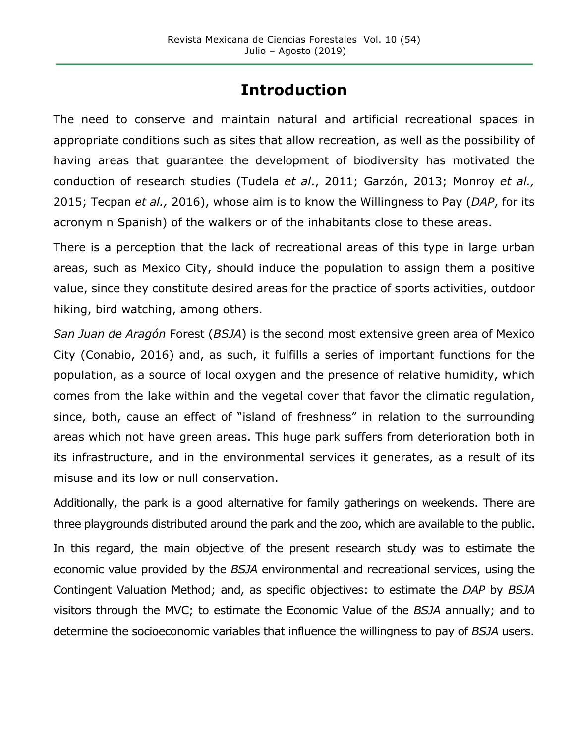# Introduction

The need to conserve and maintain natural and artificial recreational spaces in appropriate conditions such as sites that allow recreation, as well as the possibility of having areas that guarantee the development of biodiversity has motivated the conduction of research studies (Tudela *et al*., 2011; Garzón, 2013; Monroy *et al.,* 2015; Tecpan *et al.,* 2016), whose aim is to know the Willingness to Pay (*DAP*, for its acronym n Spanish) of the walkers or of the inhabitants close to these areas.

There is a perception that the lack of recreational areas of this type in large urban areas, such as Mexico City, should induce the population to assign them a positive value, since they constitute desired areas for the practice of sports activities, outdoor hiking, bird watching, among others.

*San Juan de Aragón* Forest (*BSJA*) is the second most extensive green area of Mexico City (Conabio, 2016) and, as such, it fulfills a series of important functions for the population, as a source of local oxygen and the presence of relative humidity, which comes from the lake within and the vegetal cover that favor the climatic regulation, since, both, cause an effect of "island of freshness" in relation to the surrounding areas which not have green areas. This huge park suffers from deterioration both in its infrastructure, and in the environmental services it generates, as a result of its misuse and its low or null conservation.

Additionally, the park is a good alternative for family gatherings on weekends. There are three playgrounds distributed around the park and the zoo, which are available to the public.

In this regard, the main objective of the present research study was to estimate the economic value provided by the *BSJA* environmental and recreational services, using the Contingent Valuation Method; and, as specific objectives: to estimate the *DAP* by *BSJA* visitors through the MVC; to estimate the Economic Value of the *BSJA* annually; and to determine the socioeconomic variables that influence the willingness to pay of *BSJA* users.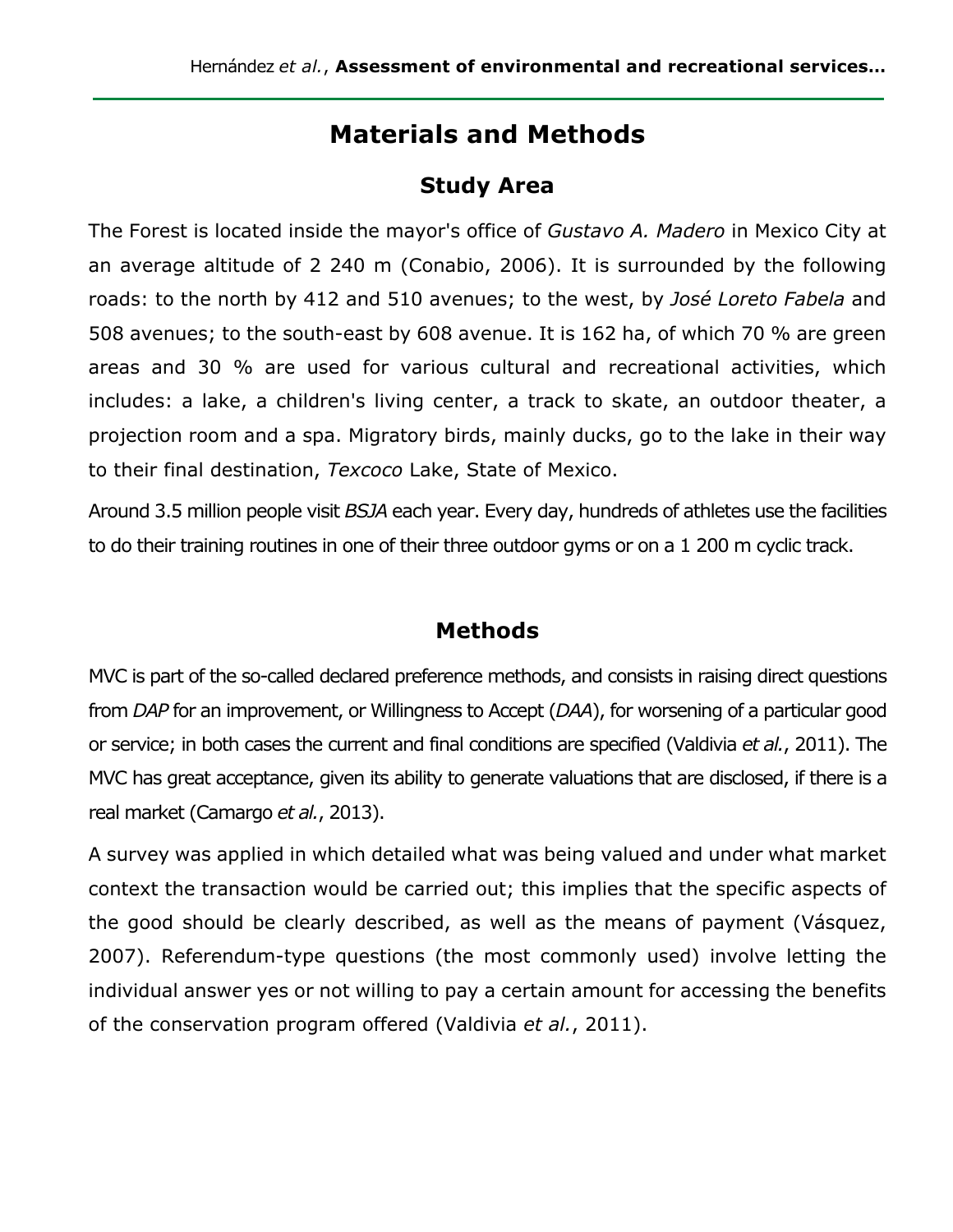# Materials and Methods

## Study Area

The Forest is located inside the mayor's office of *Gustavo A. Madero* in Mexico City at an average altitude of 2 240 m (Conabio, 2006). It is surrounded by the following roads: to the north by 412 and 510 avenues; to the west, by *José Loreto Fabela* and 508 avenues; to the south-east by 608 avenue. It is 162 ha, of which 70 % are green areas and 30 % are used for various cultural and recreational activities, which includes: a lake, a children's living center, a track to skate, an outdoor theater, a projection room and a spa. Migratory birds, mainly ducks, go to the lake in their way to their final destination, *Texcoco* Lake, State of Mexico.

Around 3.5 million people visit *BSJA* each year. Every day, hundreds of athletes use the facilities to do their training routines in one of their three outdoor gyms or on a 1 200 m cyclic track.

## Methods

MVC is part of the so-called declared preference methods, and consists in raising direct questions from *DAP* for an improvement, or Willingness to Accept (*DAA*), for worsening of a particular good or service; in both cases the current and final conditions are specified (Valdivia *et al.*, 2011). The MVC has great acceptance, given its ability to generate valuations that are disclosed, if there is a real market (Camargo *et al.*, 2013).

A survey was applied in which detailed what was being valued and under what market context the transaction would be carried out; this implies that the specific aspects of the good should be clearly described, as well as the means of payment (Vásquez, 2007). Referendum-type questions (the most commonly used) involve letting the individual answer yes or not willing to pay a certain amount for accessing the benefits of the conservation program offered (Valdivia *et al.*, 2011).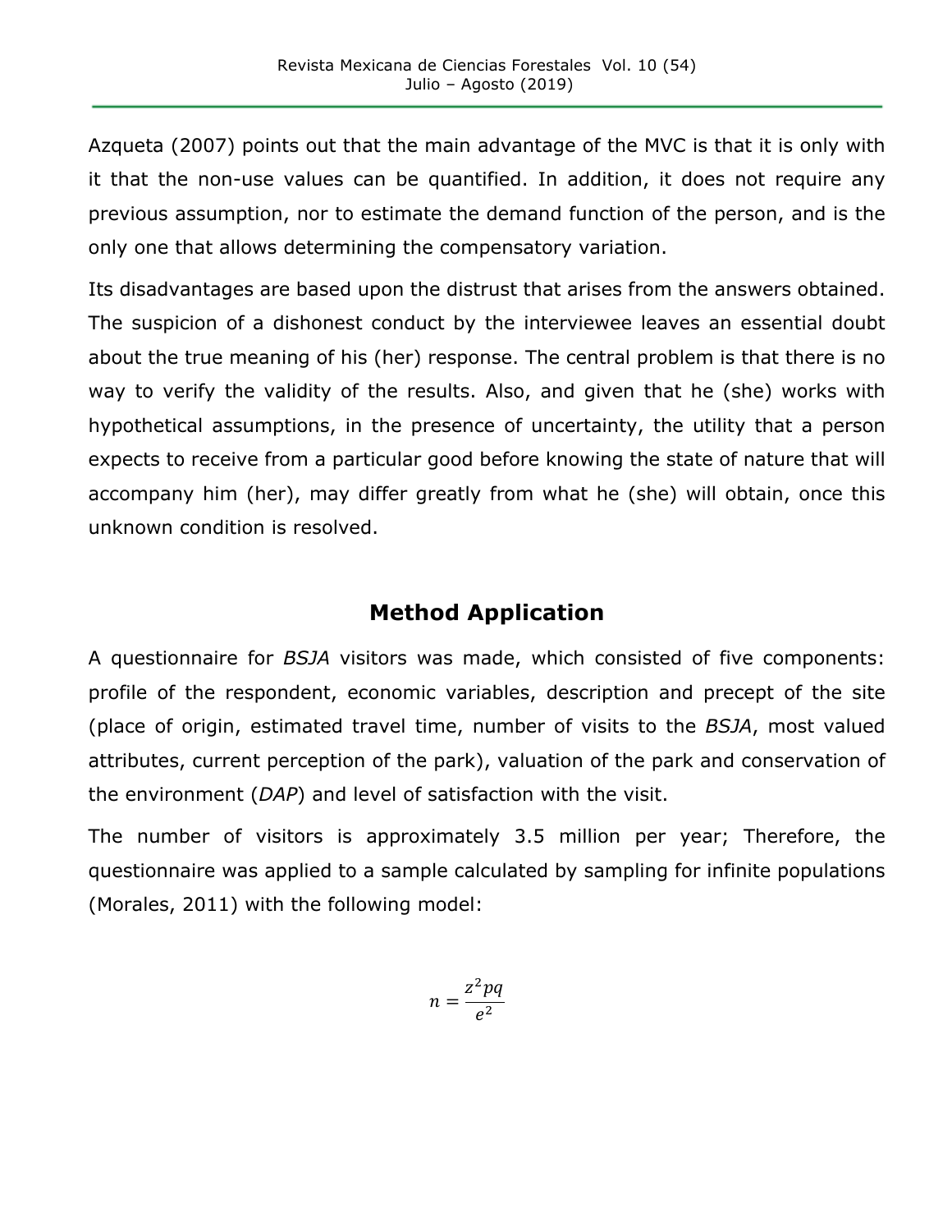Azqueta (2007) points out that the main advantage of the MVC is that it is only with it that the non-use values can be quantified. In addition, it does not require any previous assumption, nor to estimate the demand function of the person, and is the only one that allows determining the compensatory variation.

Its disadvantages are based upon the distrust that arises from the answers obtained. The suspicion of a dishonest conduct by the interviewee leaves an essential doubt about the true meaning of his (her) response. The central problem is that there is no way to verify the validity of the results. Also, and given that he (she) works with hypothetical assumptions, in the presence of uncertainty, the utility that a person expects to receive from a particular good before knowing the state of nature that will accompany him (her), may differ greatly from what he (she) will obtain, once this unknown condition is resolved.

## Method Application

A questionnaire for *BSJA* visitors was made, which consisted of five components: profile of the respondent, economic variables, description and precept of the site (place of origin, estimated travel time, number of visits to the *BSJA*, most valued attributes, current perception of the park), valuation of the park and conservation of the environment (*DAP*) and level of satisfaction with the visit.

The number of visitors is approximately 3.5 million per year; Therefore, the questionnaire was applied to a sample calculated by sampling for infinite populations (Morales, 2011) with the following model:

$$n = \frac{z^2 pq}{e^2}$$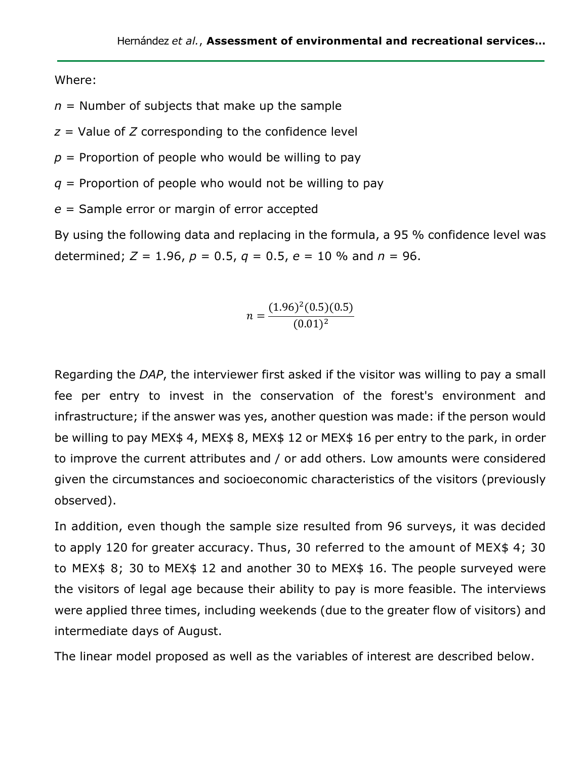Where:

$n$ = Number of subjects that make up the sample

$z$ = Value of $Z$ corresponding to the confidence level

$p$ = Proportion of people who would be willing to pay

$q$ = Proportion of people who would not be willing to pay

$e$ = Sample error or margin of error accepted

By using the following data and replacing in the formula, a 95 % confidence level was determined; $Z = 1.96$, $p = 0.5$, $q = 0.5$, $e = 10$ % and $n = 96$.

$$n = \frac{(1.96)^2(0.5)(0.5)}{(0.01)^2}$$

Regarding the *DAP*, the interviewer first asked if the visitor was willing to pay a small fee per entry to invest in the conservation of the forest's environment and infrastructure; if the answer was yes, another question was made: if the person would be willing to pay MEX$ 4, MEX$ 8, MEX$ 12 or MEX$ 16 per entry to the park, in order to improve the current attributes and / or add others. Low amounts were considered given the circumstances and socioeconomic characteristics of the visitors (previously observed).

In addition, even though the sample size resulted from 96 surveys, it was decided to apply 120 for greater accuracy. Thus, 30 referred to the amount of MEX$ 4; 30 to MEX$ 8; 30 to MEX$ 12 and another 30 to MEX$ 16. The people surveyed were the visitors of legal age because their ability to pay is more feasible. The interviews were applied three times, including weekends (due to the greater flow of visitors) and intermediate days of August.

The linear model proposed as well as the variables of interest are described below.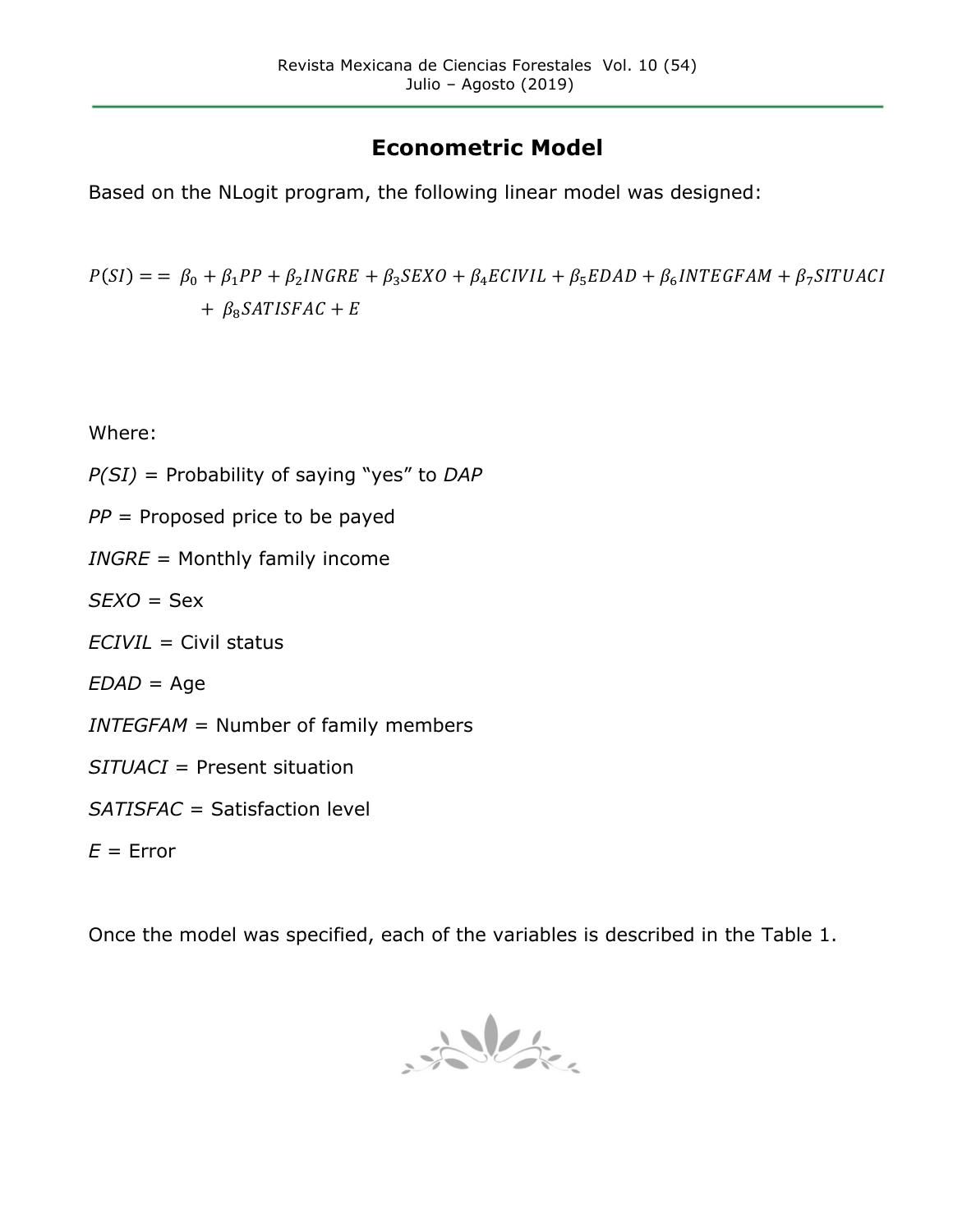## Econometric Model

Based on the NLogit program, the following linear model was designed:

$$P(SI) == \beta_0 + \beta_1 PP + \beta_2 INGRE + \beta_3 SEXO + \beta_4 ECIVIL + \beta_5 EDAD + \beta_6 INTEGFAM + \beta_7 SITUACI + \beta_8 SATISFAC + E$$

Where:

*P(SI)* = Probability of saying "yes" to *DAP*

*PP* = Proposed price to be payed

*INGRE* = Monthly family income

*SEXO* = Sex

*ECIVIL* = Civil status

*EDAD* = Age

*INTEGFAM* = Number of family members

*SITUACI* = Present situation

*SATISFAC* = Satisfaction level

*E* = Error

Once the model was specified, each of the variables is described in the Table 1.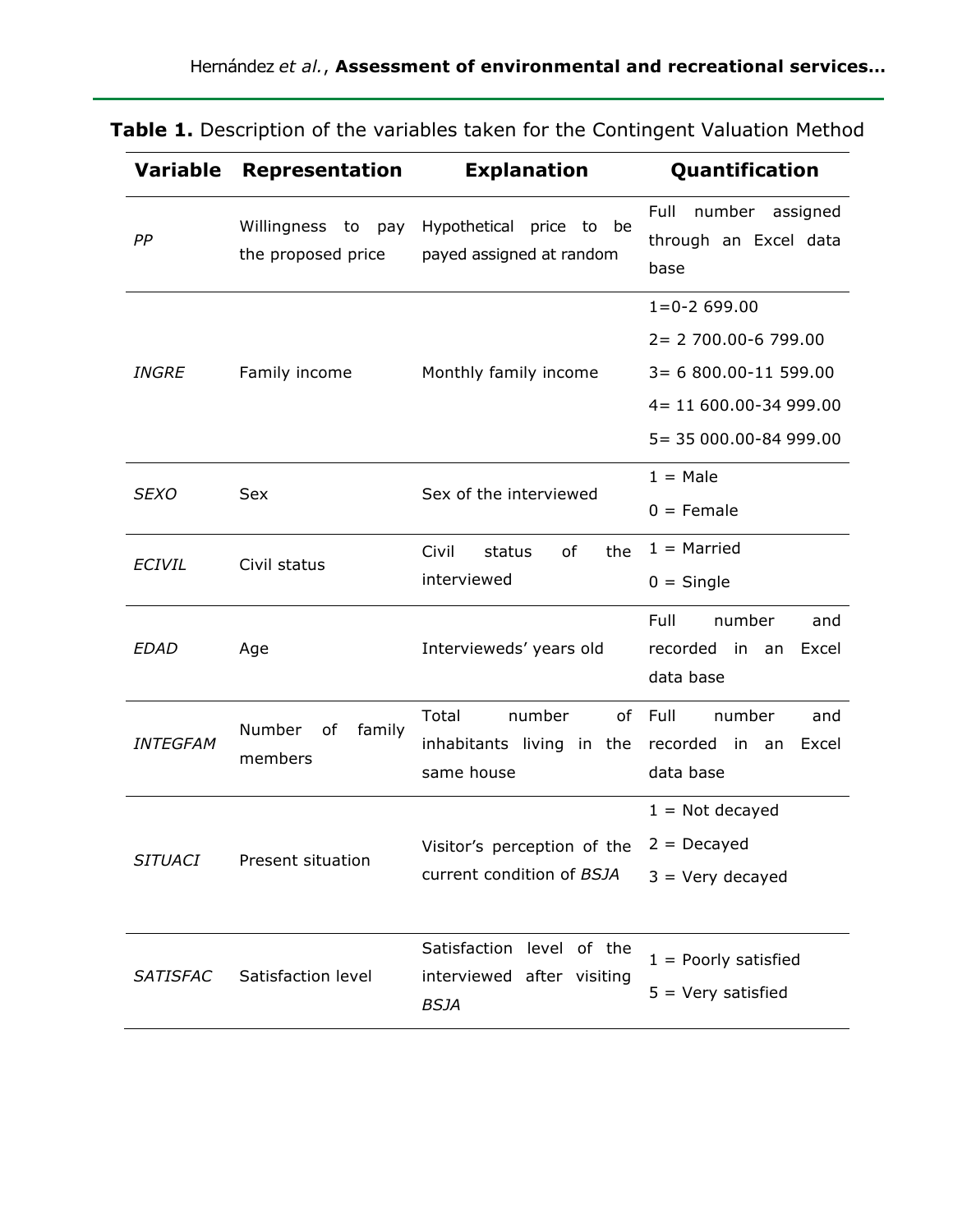**Table 1.** Description of the variables taken for the Contingent Valuation Method

| Variable | Representation | Explanation | Quantification |
|---|---|---|---|
| *PP* | Willingness to pay the proposed price | Hypothetical price to be payed assigned at random | Full number assigned through an Excel data base |
| *INGRE* | Family income | Monthly family income | 1=0-2 699.00<br>2= 2 700.00-6 799.00<br>3= 6 800.00-11 599.00<br>4= 11 600.00-34 999.00<br>5= 35 000.00-84 999.00 |
| *SEXO* | Sex | Sex of the interviewed | 1 = Male<br>0 = Female |
| *ECIVIL* | Civil status | Civil status of the interviewed | 1 = Married<br>0 = Single |
| *EDAD* | Age | Intervieweds' years old | Full number and recorded in an Excel data base |
| *INTEGFAM* | Number of family members | Total number of inhabitants living in the same house | Full number and recorded in an Excel data base |
| *SITUACI* | Present situation | Visitor's perception of the current condition of *BSJA* | 1 = Not decayed<br>2 = Decayed<br>3 = Very decayed |
| *SATISFAC* | Satisfaction level | Satisfaction level of the interviewed after visiting *BSJA* | 1 = Poorly satisfied<br>5 = Very satisfied |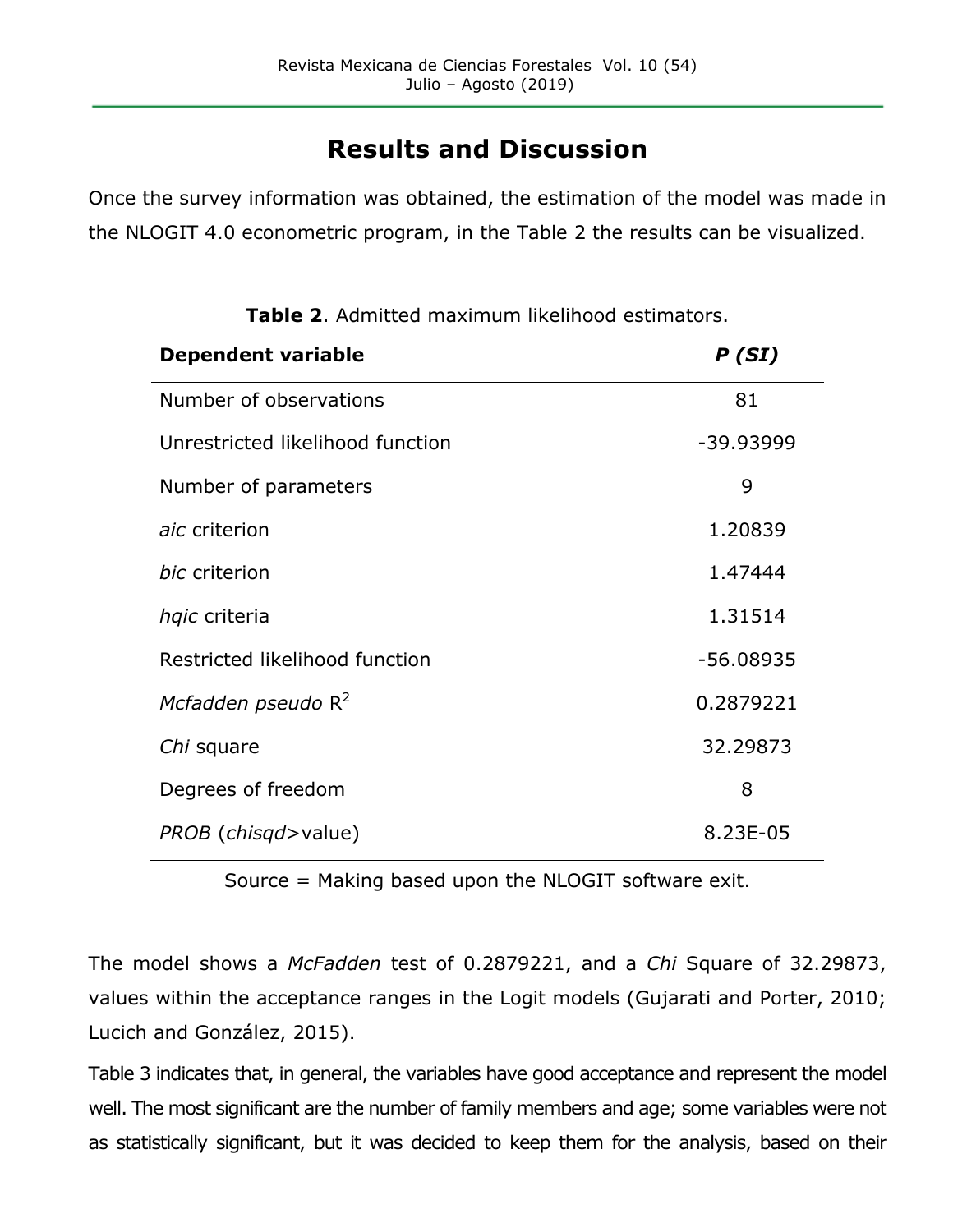## Results and Discussion

Once the survey information was obtained, the estimation of the model was made in the NLOGIT 4.0 econometric program, in the Table 2 the results can be visualized.

**Table 2**. Admitted maximum likelihood estimators.

| **Dependent variable** | ***P (SI)*** |
|---|---|
| Number of observations | 81 |
| Unrestricted likelihood function | -39.93999 |
| Number of parameters | 9 |
| *aic* criterion | 1.20839 |
| *bic* criterion | 1.47444 |
| *hqic* criteria | 1.31514 |
| Restricted likelihood function | -56.08935 |
| *Mcfadden pseudo* $R^2$ | 0.2879221 |
| *Chi* square | 32.29873 |
| Degrees of freedom | 8 |
| *PROB* (*chisqd*>value) | 8.23E-05 |

Source = Making based upon the NLOGIT software exit.

The model shows a *McFadden* test of 0.2879221, and a *Chi* Square of 32.29873, values within the acceptance ranges in the Logit models (Gujarati and Porter, 2010; Lucich and González, 2015).

Table 3 indicates that, in general, the variables have good acceptance and represent the model well. The most significant are the number of family members and age; some variables were not as statistically significant, but it was decided to keep them for the analysis, based on their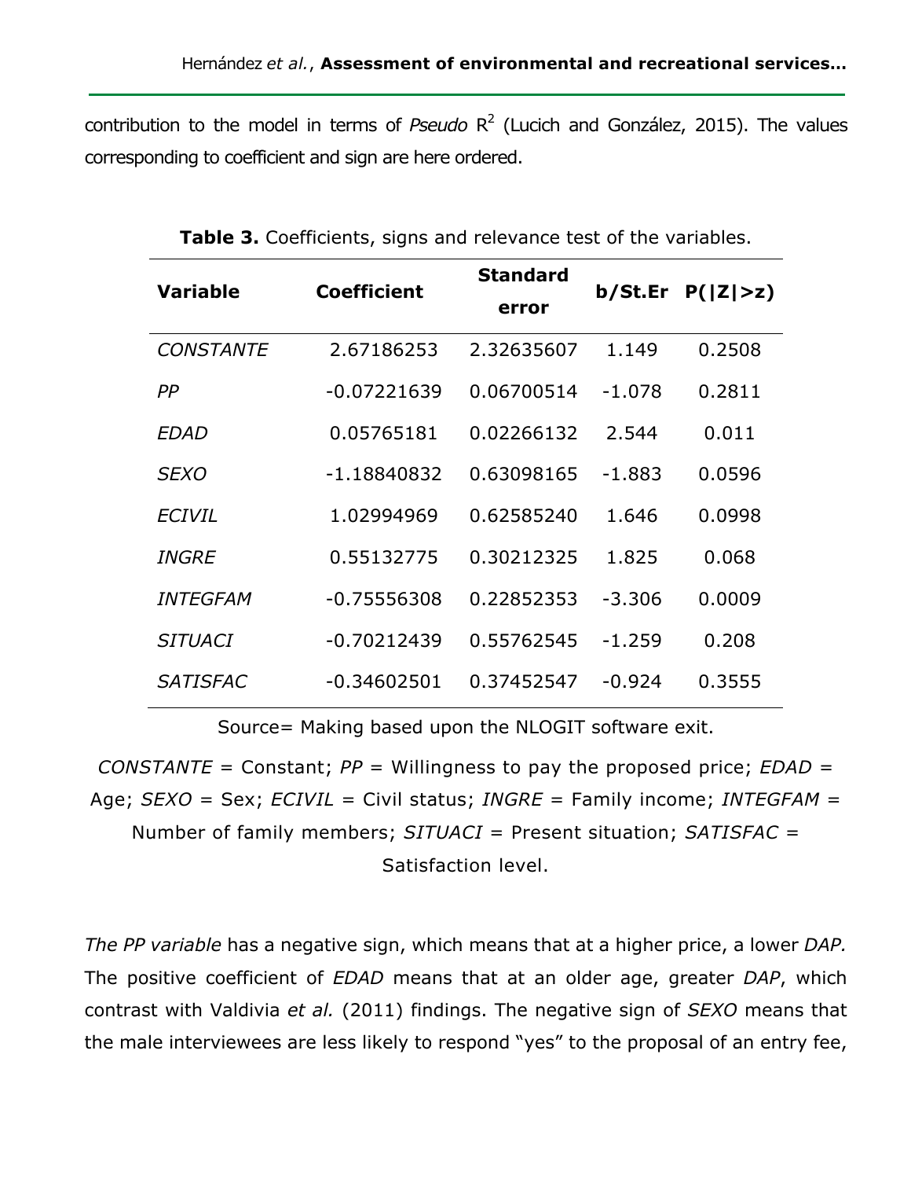contribution to the model in terms of *Pseudo* $R^2$ (Lucich and González, 2015). The values corresponding to coefficient and sign are here ordered.

**Table 3.** Coefficients, signs and relevance test of the variables.

| Variable | Coefficient | Standard error | b/St.Er | P(\|Z\|>z) |
|---|---|---|---|---|
| *CONSTANTE* | 2.67186253 | 2.32635607 | 1.149 | 0.2508 |
| *PP* | -0.07221639 | 0.06700514 | -1.078 | 0.2811 |
| *EDAD* | 0.05765181 | 0.02266132 | 2.544 | 0.011 |
| *SEXO* | -1.18840832 | 0.63098165 | -1.883 | 0.0596 |
| *ECIVIL* | 1.02994969 | 0.62585240 | 1.646 | 0.0998 |
| *INGRE* | 0.55132775 | 0.30212325 | 1.825 | 0.068 |
| *INTEGFAM* | -0.75556308 | 0.22852353 | -3.306 | 0.0009 |
| *SITUACI* | -0.70212439 | 0.55762545 | -1.259 | 0.208 |
| *SATISFAC* | -0.34602501 | 0.37452547 | -0.924 | 0.3555 |

Source= Making based upon the NLOGIT software exit.

*CONSTANTE* = Constant; *PP* = Willingness to pay the proposed price; *EDAD* = Age; *SEXO* = Sex; *ECIVIL* = Civil status; *INGRE* = Family income; *INTEGFAM* = Number of family members; *SITUACI* = Present situation; *SATISFAC* = Satisfaction level.

*The PP variable* has a negative sign, which means that at a higher price, a lower *DAP.* The positive coefficient of *EDAD* means that at an older age, greater *DAP*, which contrast with Valdivia *et al.* (2011) findings. The negative sign of *SEXO* means that the male interviewees are less likely to respond "yes" to the proposal of an entry fee,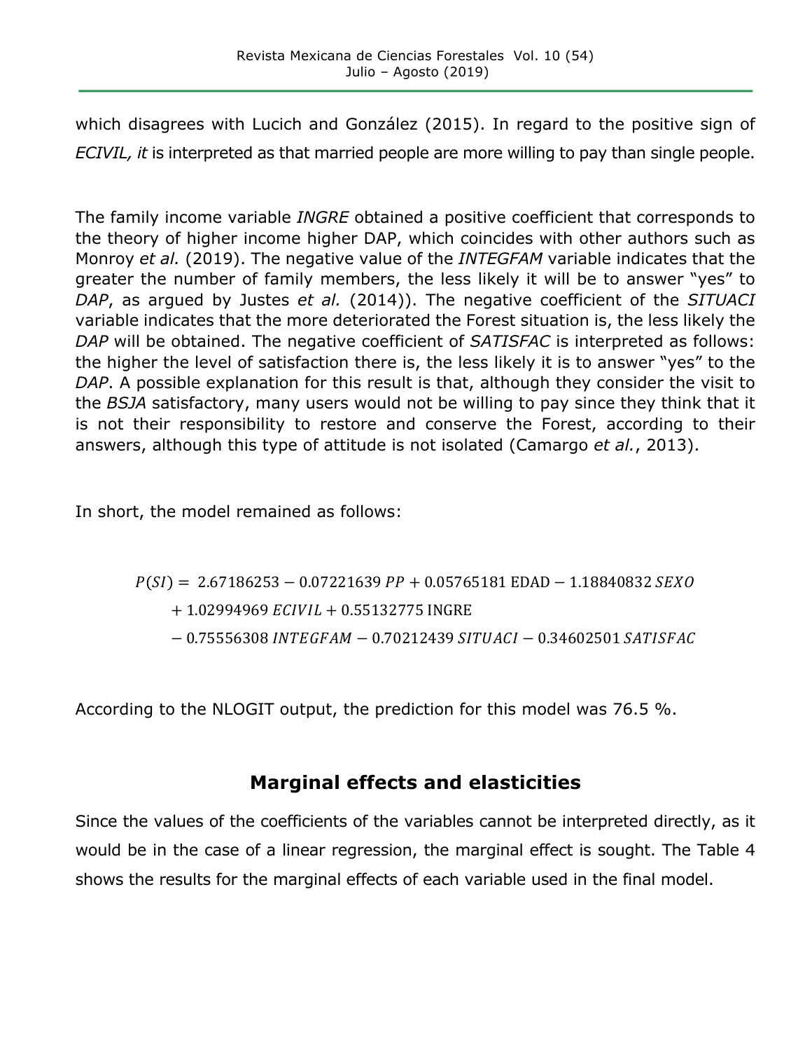which disagrees with Lucich and González (2015). In regard to the positive sign of *ECIVIL, it* is interpreted as that married people are more willing to pay than single people.

The family income variable *INGRE* obtained a positive coefficient that corresponds to the theory of higher income higher DAP, which coincides with other authors such as Monroy *et al.* (2019). The negative value of the *INTEGFAM* variable indicates that the greater the number of family members, the less likely it will be to answer "yes" to *DAP*, as argued by Justes *et al.* (2014)). The negative coefficient of the *SITUACI* variable indicates that the more deteriorated the Forest situation is, the less likely the *DAP* will be obtained. The negative coefficient of *SATISFAC* is interpreted as follows: the higher the level of satisfaction there is, the less likely it is to answer "yes" to the *DAP*. A possible explanation for this result is that, although they consider the visit to the *BSJA* satisfactory, many users would not be willing to pay since they think that it is not their responsibility to restore and conserve the Forest, according to their answers, although this type of attitude is not isolated (Camargo *et al.*, 2013).

In short, the model remained as follows:

$$
\begin{aligned}
P(SI) = {} & 2.67186253 - 0.07221639\,PP + 0.05765181\,\mathrm{EDAD} - 1.18840832\,SEXO \\
& + 1.02994969\,ECIVIL + 0.55132775\,\mathrm{INGRE} \\
& - 0.75556308\,INTEGFAM - 0.70212439\,SITUACI - 0.34602501\,SATISFAC
\end{aligned}
$$

According to the NLOGIT output, the prediction for this model was 76.5 %.

## Marginal effects and elasticities

Since the values of the coefficients of the variables cannot be interpreted directly, as it would be in the case of a linear regression, the marginal effect is sought. The Table 4 shows the results for the marginal effects of each variable used in the final model.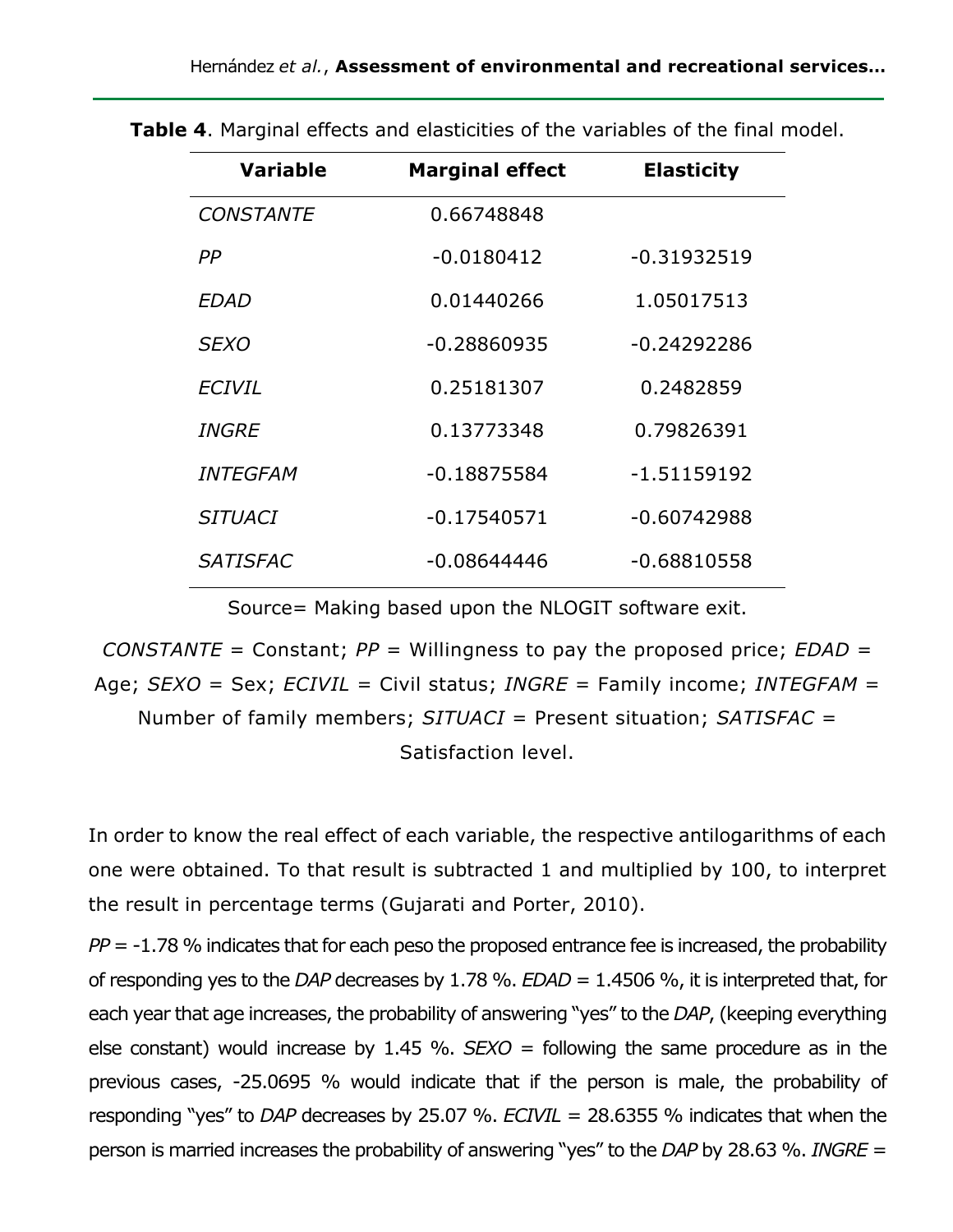**Table 4**. Marginal effects and elasticities of the variables of the final model.

| Variable | Marginal effect | Elasticity |
| --- | --- | --- |
| *CONSTANTE* | 0.66748848 | |
| *PP* | -0.0180412 | -0.31932519 |
| *EDAD* | 0.01440266 | 1.05017513 |
| *SEXO* | -0.28860935 | -0.24292286 |
| *ECIVIL* | 0.25181307 | 0.2482859 |
| *INGRE* | 0.13773348 | 0.79826391 |
| *INTEGFAM* | -0.18875584 | -1.51159192 |
| *SITUACI* | -0.17540571 | -0.60742988 |
| *SATISFAC* | -0.08644446 | -0.68810558 |

Source= Making based upon the NLOGIT software exit.

*CONSTANTE* = Constant; *PP* = Willingness to pay the proposed price; *EDAD* = Age; *SEXO* = Sex; *ECIVIL* = Civil status; *INGRE* = Family income; *INTEGFAM* = Number of family members; *SITUACI* = Present situation; *SATISFAC* = Satisfaction level.

In order to know the real effect of each variable, the respective antilogarithms of each one were obtained. To that result is subtracted 1 and multiplied by 100, to interpret the result in percentage terms (Gujarati and Porter, 2010).

*PP* = -1.78 % indicates that for each peso the proposed entrance fee is increased, the probability of responding yes to the *DAP* decreases by 1.78 %. *EDAD* = 1.4506 %, it is interpreted that, for each year that age increases, the probability of answering "yes" to the *DAP*, (keeping everything else constant) would increase by 1.45 %. *SEXO* = following the same procedure as in the previous cases, -25.0695 % would indicate that if the person is male, the probability of responding "yes" to *DAP* decreases by 25.07 %. *ECIVIL* = 28.6355 % indicates that when the person is married increases the probability of answering "yes" to the *DAP* by 28.63 %. *INGRE* =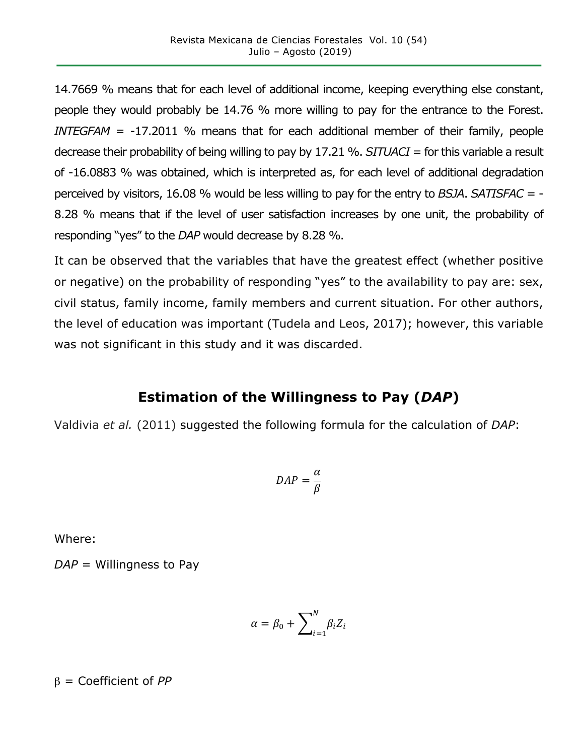14.7669 % means that for each level of additional income, keeping everything else constant, people they would probably be 14.76 % more willing to pay for the entrance to the Forest. *INTEGFAM* = -17.2011 % means that for each additional member of their family, people decrease their probability of being willing to pay by 17.21 %. *SITUACI* = for this variable a result of -16.0883 % was obtained, which is interpreted as, for each level of additional degradation perceived by visitors, 16.08 % would be less willing to pay for the entry to *BSJA*. *SATISFAC* = -8.28 % means that if the level of user satisfaction increases by one unit, the probability of responding "yes" to the *DAP* would decrease by 8.28 %.

It can be observed that the variables that have the greatest effect (whether positive or negative) on the probability of responding "yes" to the availability to pay are: sex, civil status, family income, family members and current situation. For other authors, the level of education was important (Tudela and Leos, 2017); however, this variable was not significant in this study and it was discarded.

## Estimation of the Willingness to Pay (*DAP*)

Valdivia *et al.* (2011) suggested the following formula for the calculation of *DAP*:

$$DAP = \frac{\alpha}{\beta}$$

Where:

*DAP* = Willingness to Pay

$$\alpha = \beta_0 + \sum_{i=1}^{N} \beta_i Z_i$$

$\beta$ = Coefficient of *PP*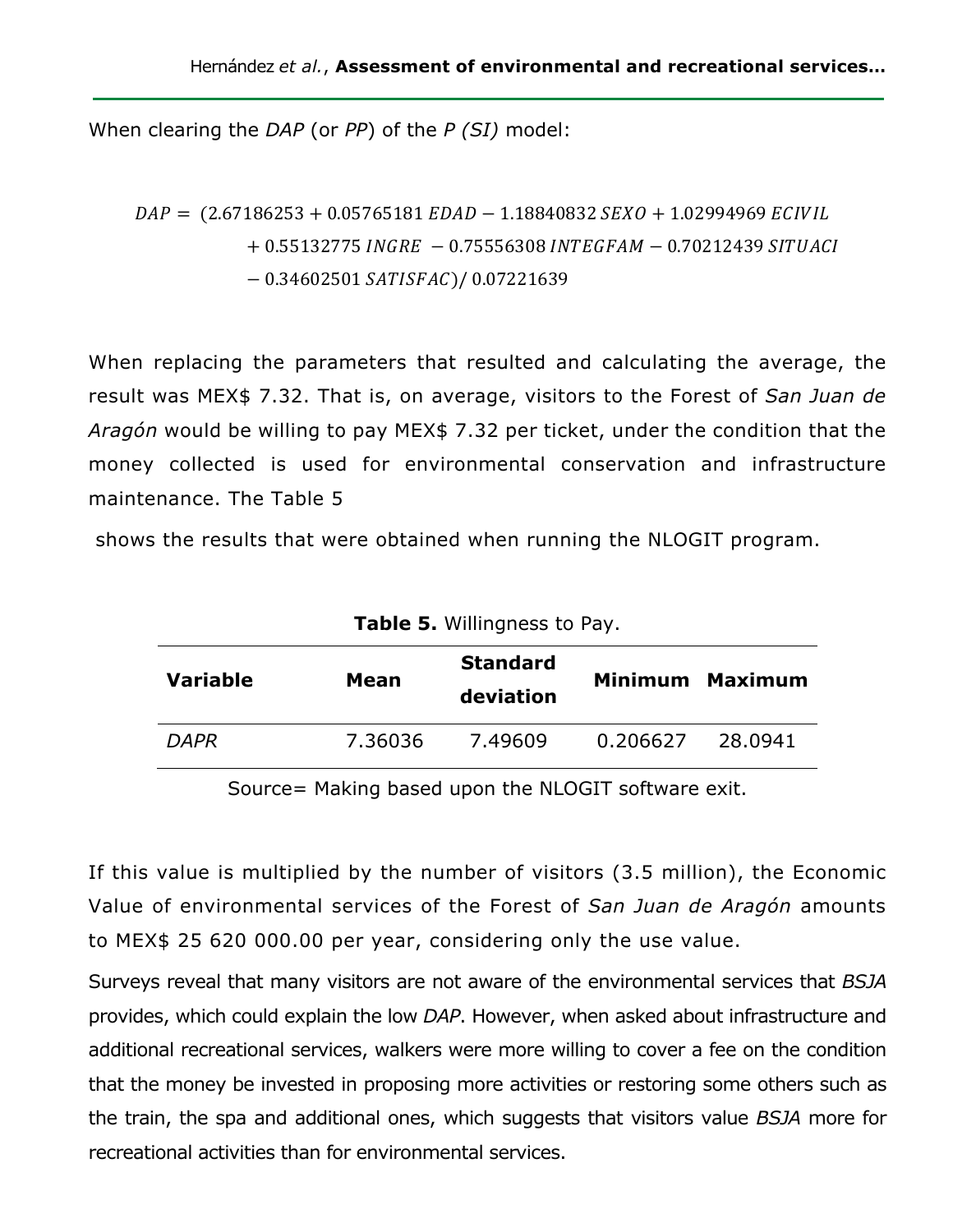When clearing the *DAP* (or *PP*) of the *P (SI)* model:

$$
\begin{aligned}
DAP = \; & (2.67186253 + 0.05765181\, EDAD - 1.18840832\, SEXO + 1.02994969\, ECIVIL \\
& + 0.55132775\, INGRE - 0.75556308\, INTEGFAM - 0.70212439\, SITUACI \\
& - 0.34602501\, SATISFAC) / \, 0.07221639
\end{aligned}
$$

When replacing the parameters that resulted and calculating the average, the result was MEX$ 7.32. That is, on average, visitors to the Forest of *San Juan de Aragón* would be willing to pay MEX$ 7.32 per ticket, under the condition that the money collected is used for environmental conservation and infrastructure maintenance. The Table 5

shows the results that were obtained when running the NLOGIT program.

**Table 5.** Willingness to Pay.

| **Variable** | **Mean** | **Standard deviation** | **Minimum** | **Maximum** |
|---|---|---|---|---|
| *DAPR* | 7.36036 | 7.49609 | 0.206627 | 28.0941 |

Source= Making based upon the NLOGIT software exit.

If this value is multiplied by the number of visitors (3.5 million), the Economic Value of environmental services of the Forest of *San Juan de Aragón* amounts to MEX$ 25 620 000.00 per year, considering only the use value.

Surveys reveal that many visitors are not aware of the environmental services that *BSJA* provides, which could explain the low *DAP*. However, when asked about infrastructure and additional recreational services, walkers were more willing to cover a fee on the condition that the money be invested in proposing more activities or restoring some others such as the train, the spa and additional ones, which suggests that visitors value *BSJA* more for recreational activities than for environmental services.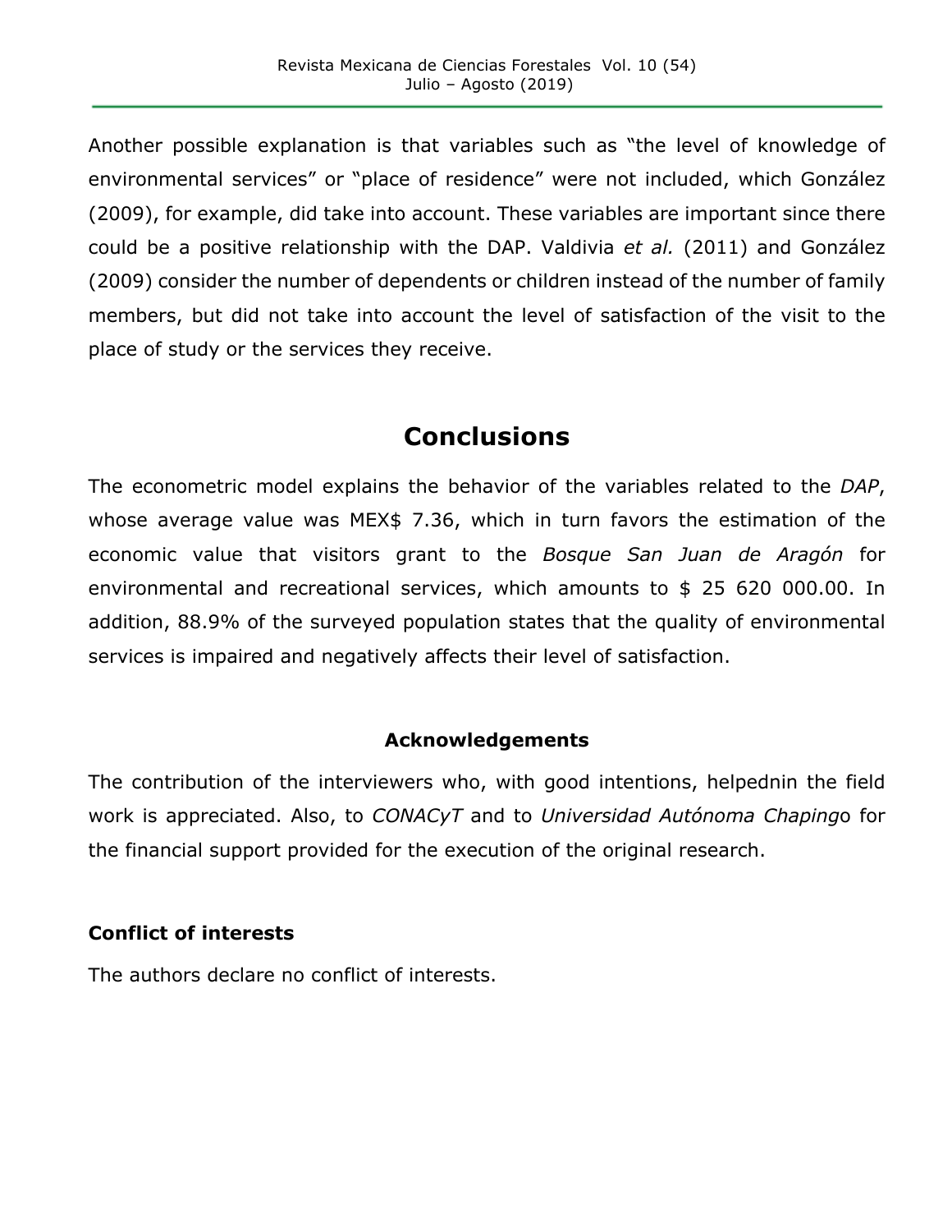Another possible explanation is that variables such as "the level of knowledge of environmental services" or "place of residence" were not included, which González (2009), for example, did take into account. These variables are important since there could be a positive relationship with the DAP. Valdivia *et al.* (2011) and González (2009) consider the number of dependents or children instead of the number of family members, but did not take into account the level of satisfaction of the visit to the place of study or the services they receive.

## Conclusions

The econometric model explains the behavior of the variables related to the *DAP*, whose average value was MEX$ 7.36, which in turn favors the estimation of the economic value that visitors grant to the *Bosque San Juan de Aragón* for environmental and recreational services, which amounts to $ 25 620 000.00. In addition, 88.9% of the surveyed population states that the quality of environmental services is impaired and negatively affects their level of satisfaction.

### Acknowledgements

The contribution of the interviewers who, with good intentions, helpednin the field work is appreciated. Also, to *CONACyT* and to *Universidad Autónoma Chaping*o for the financial support provided for the execution of the original research.

**Conflict of interests**

The authors declare no conflict of interests.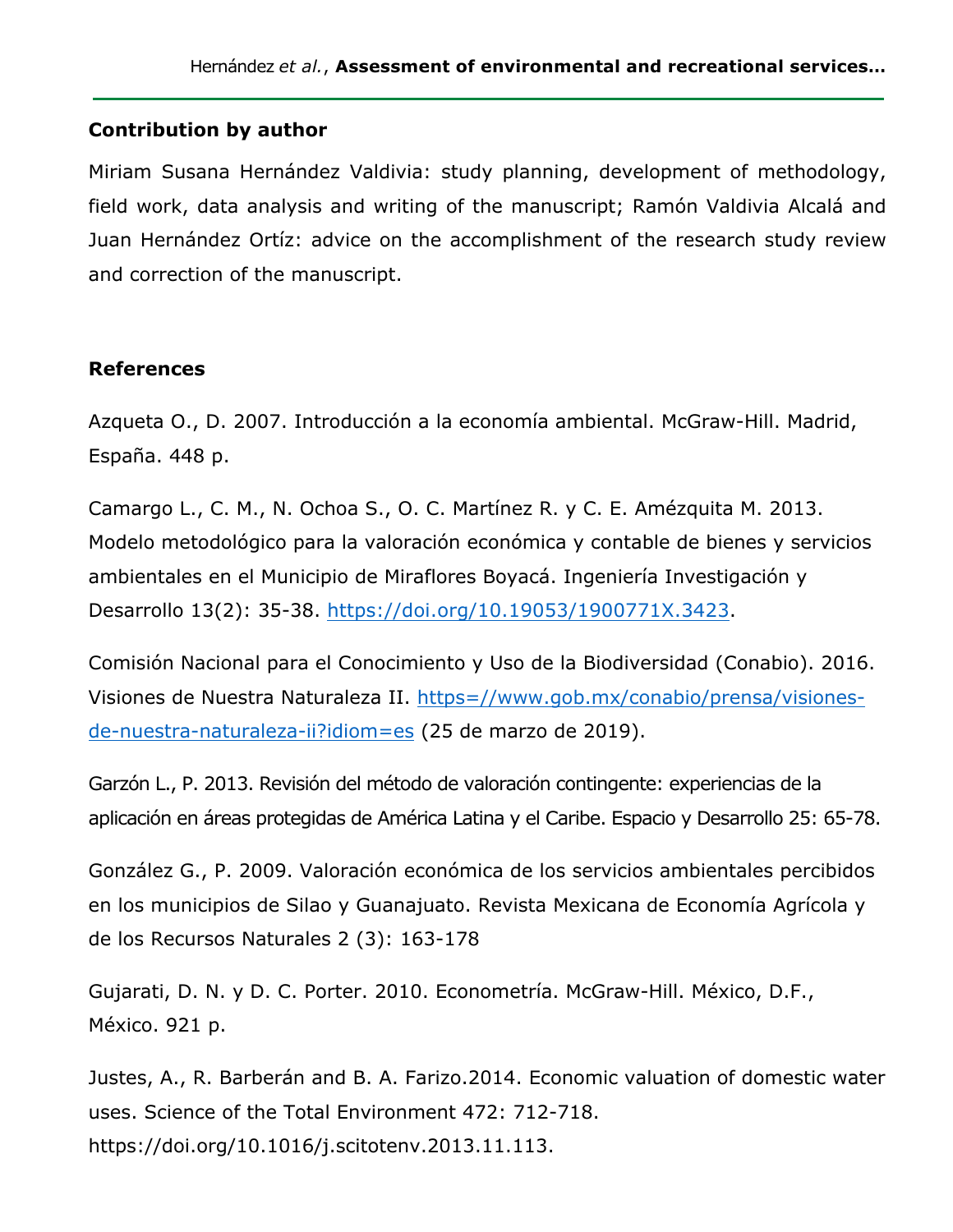**Contribution by author**

Miriam Susana Hernández Valdivia: study planning, development of methodology, field work, data analysis and writing of the manuscript; Ramón Valdivia Alcalá and Juan Hernández Ortíz: advice on the accomplishment of the research study review and correction of the manuscript.

**References**

Azqueta O., D. 2007. Introducción a la economía ambiental. McGraw-Hill. Madrid, España. 448 p.

Camargo L., C. M., N. Ochoa S., O. C. Martínez R. y C. E. Amézquita M. 2013. Modelo metodológico para la valoración económica y contable de bienes y servicios ambientales en el Municipio de Miraflores Boyacá. Ingeniería Investigación y Desarrollo 13(2): 35-38. https://doi.org/10.19053/1900771X.3423.

Comisión Nacional para el Conocimiento y Uso de la Biodiversidad (Conabio). 2016. Visiones de Nuestra Naturaleza II. https=//www.gob.mx/conabio/prensa/visiones-de-nuestra-naturaleza-ii?idiom=es (25 de marzo de 2019).

Garzón L., P. 2013. Revisión del método de valoración contingente: experiencias de la aplicación en áreas protegidas de América Latina y el Caribe. Espacio y Desarrollo 25: 65-78.

González G., P. 2009. Valoración económica de los servicios ambientales percibidos en los municipios de Silao y Guanajuato. Revista Mexicana de Economía Agrícola y de los Recursos Naturales 2 (3): 163-178

Gujarati, D. N. y D. C. Porter. 2010. Econometría. McGraw-Hill. México, D.F., México. 921 p.

Justes, A., R. Barberán and B. A. Farizo.2014. Economic valuation of domestic water uses. Science of the Total Environment 472: 712-718. https://doi.org/10.1016/j.scitotenv.2013.11.113.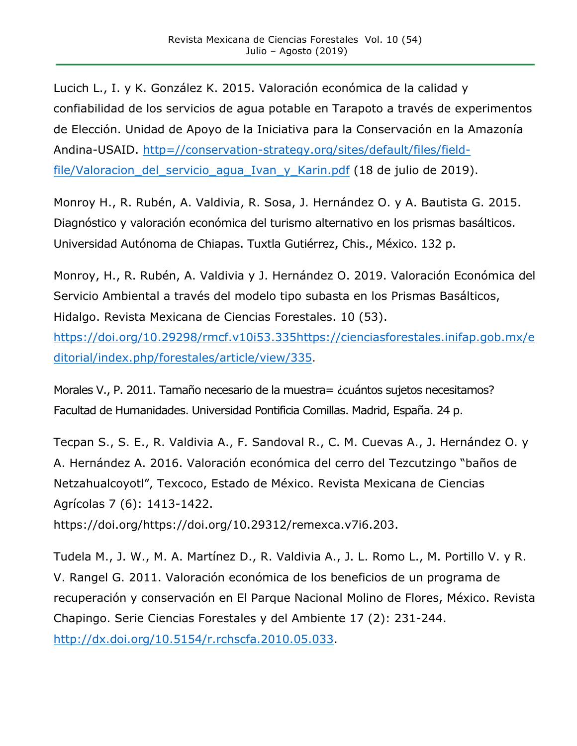Lucich L., I. y K. González K. 2015. Valoración económica de la calidad y confiabilidad de los servicios de agua potable en Tarapoto a través de experimentos de Elección. Unidad de Apoyo de la Iniciativa para la Conservación en la Amazonía Andina-USAID. http=//conservation-strategy.org/sites/default/files/field-file/Valoracion_del_servicio_agua_Ivan_y_Karin.pdf (18 de julio de 2019).

Monroy H., R. Rubén, A. Valdivia, R. Sosa, J. Hernández O. y A. Bautista G. 2015. Diagnóstico y valoración económica del turismo alternativo en los prismas basálticos. Universidad Autónoma de Chiapas. Tuxtla Gutiérrez, Chis., México. 132 p.

Monroy, H., R. Rubén, A. Valdivia y J. Hernández O. 2019. Valoración Económica del Servicio Ambiental a través del modelo tipo subasta en los Prismas Basálticos, Hidalgo. Revista Mexicana de Ciencias Forestales. 10 (53). https://doi.org/10.29298/rmcf.v10i53.335https://cienciasforestales.inifap.gob.mx/editorial/index.php/forestales/article/view/335.

Morales V., P. 2011. Tamaño necesario de la muestra= ¿cuántos sujetos necesitamos? Facultad de Humanidades. Universidad Pontificia Comillas. Madrid, España. 24 p.

Tecpan S., S. E., R. Valdivia A., F. Sandoval R., C. M. Cuevas A., J. Hernández O. y A. Hernández A. 2016. Valoración económica del cerro del Tezcutzingo "baños de Netzahualcoyotl", Texcoco, Estado de México. Revista Mexicana de Ciencias Agrícolas 7 (6): 1413-1422. https://doi.org/https://doi.org/10.29312/remexca.v7i6.203.

Tudela M., J. W., M. A. Martínez D., R. Valdivia A., J. L. Romo L., M. Portillo V. y R. V. Rangel G. 2011. Valoración económica de los beneficios de un programa de recuperación y conservación en El Parque Nacional Molino de Flores, México. Revista Chapingo. Serie Ciencias Forestales y del Ambiente 17 (2): 231-244. http://dx.doi.org/10.5154/r.rchscfa.2010.05.033.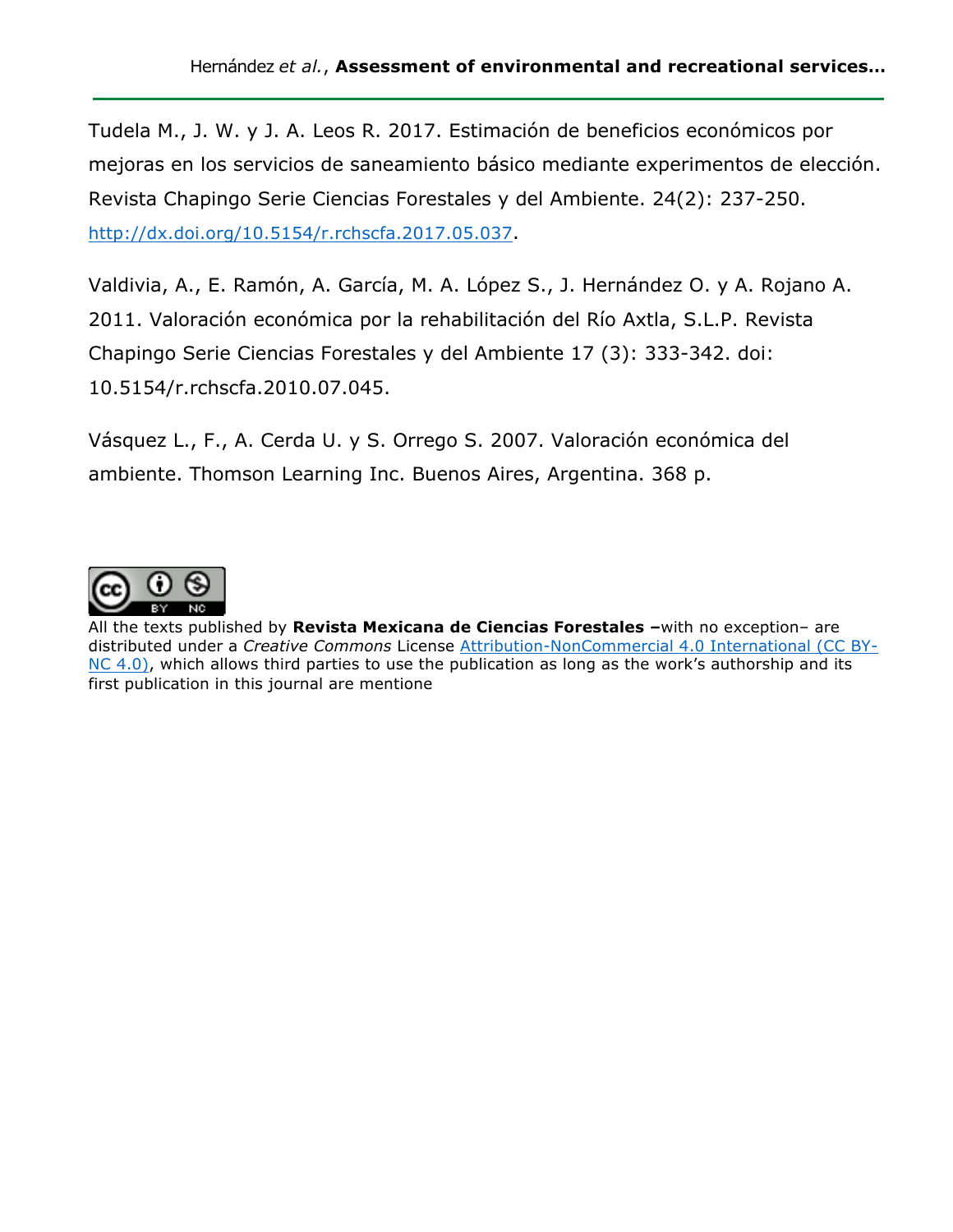Tudela M., J. W. y J. A. Leos R. 2017. Estimación de beneficios económicos por mejoras en los servicios de saneamiento básico mediante experimentos de elección. Revista Chapingo Serie Ciencias Forestales y del Ambiente. 24(2): 237-250. http://dx.doi.org/10.5154/r.rchscfa.2017.05.037.

Valdivia, A., E. Ramón, A. García, M. A. López S., J. Hernández O. y A. Rojano A. 2011. Valoración económica por la rehabilitación del Río Axtla, S.L.P. Revista Chapingo Serie Ciencias Forestales y del Ambiente 17 (3): 333-342. doi: 10.5154/r.rchscfa.2010.07.045.

Vásquez L., F., A. Cerda U. y S. Orrego S. 2007. Valoración económica del ambiente. Thomson Learning Inc. Buenos Aires, Argentina. 368 p.

All the texts published by **Revista Mexicana de Ciencias Forestales –**with no exception– are distributed under a *Creative Commons* License Attribution-NonCommercial 4.0 International (CC BY-NC 4.0), which allows third parties to use the publication as long as the work's authorship and its first publication in this journal are mentione